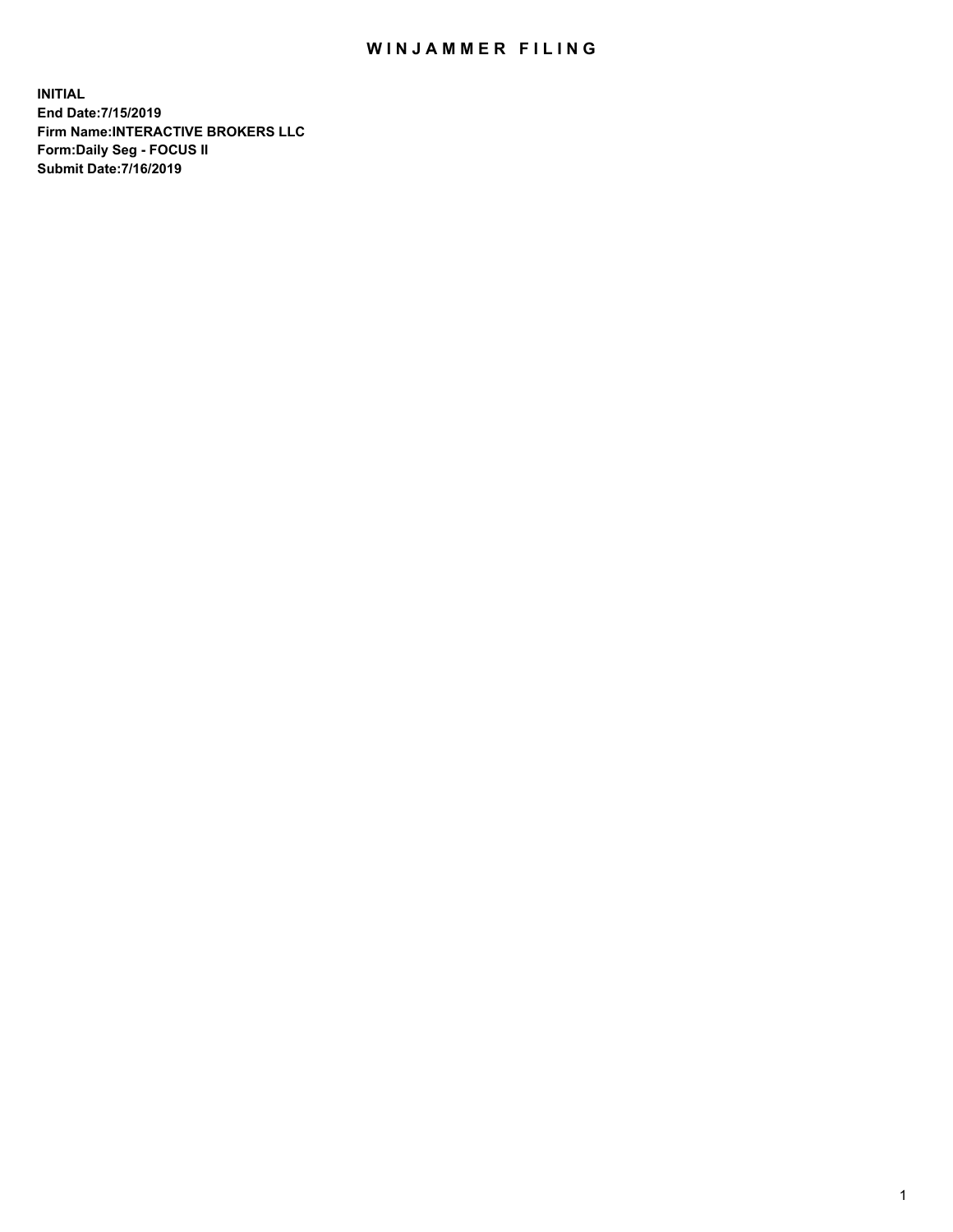# WINJAMMER FILING

**INITIAL**
**End Date:7/15/2019**
**Firm Name:INTERACTIVE BROKERS LLC**
**Form:Daily Seg - FOCUS II**
**Submit Date:7/16/2019**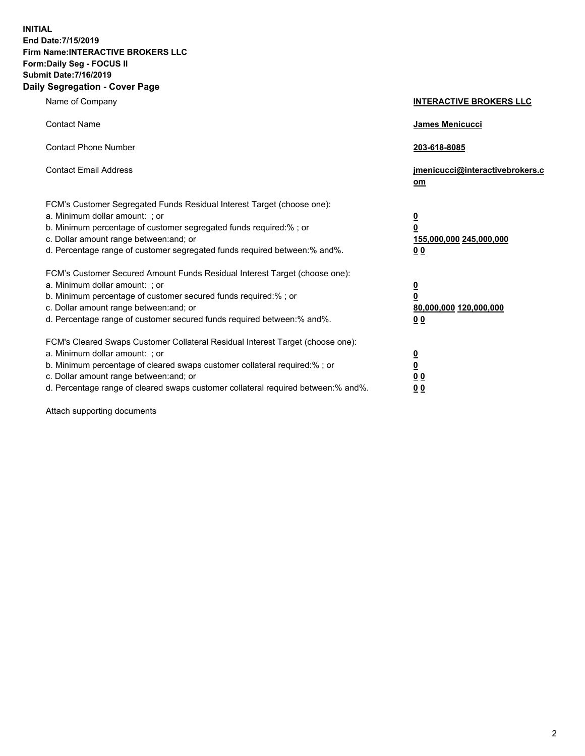**INITIAL**
**End Date:7/15/2019**
**Firm Name:INTERACTIVE BROKERS LLC**
**Form:Daily Seg - FOCUS II**
**Submit Date:7/16/2019**

## Daily Segregation - Cover Page

| | |
|---|---|
| Name of Company | **INTERACTIVE BROKERS LLC** |
| Contact Name | **James Menicucci** |
| Contact Phone Number | **203-618-8085** |
| Contact Email Address | **jmenicucci@interactivebrokers.com** |

FCM's Customer Segregated Funds Residual Interest Target (choose one):

| | |
|---|---|
| a. Minimum dollar amount: ; or | **0** |
| b. Minimum percentage of customer segregated funds required:% ; or | **0** |
| c. Dollar amount range between:and; or | **155,000,000 245,000,000** |
| d. Percentage range of customer segregated funds required between:% and%. | **0 0** |

FCM's Customer Secured Amount Funds Residual Interest Target (choose one):

| | |
|---|---|
| a. Minimum dollar amount: ; or | **0** |
| b. Minimum percentage of customer secured funds required:% ; or | **0** |
| c. Dollar amount range between:and; or | **80,000,000 120,000,000** |
| d. Percentage range of customer secured funds required between:% and%. | **0 0** |

FCM's Cleared Swaps Customer Collateral Residual Interest Target (choose one):

| | |
|---|---|
| a. Minimum dollar amount: ; or | **0** |
| b. Minimum percentage of cleared swaps customer collateral required:% ; or | **0** |
| c. Dollar amount range between:and; or | **0 0** |
| d. Percentage range of cleared swaps customer collateral required between:% and%. | **0 0** |

Attach supporting documents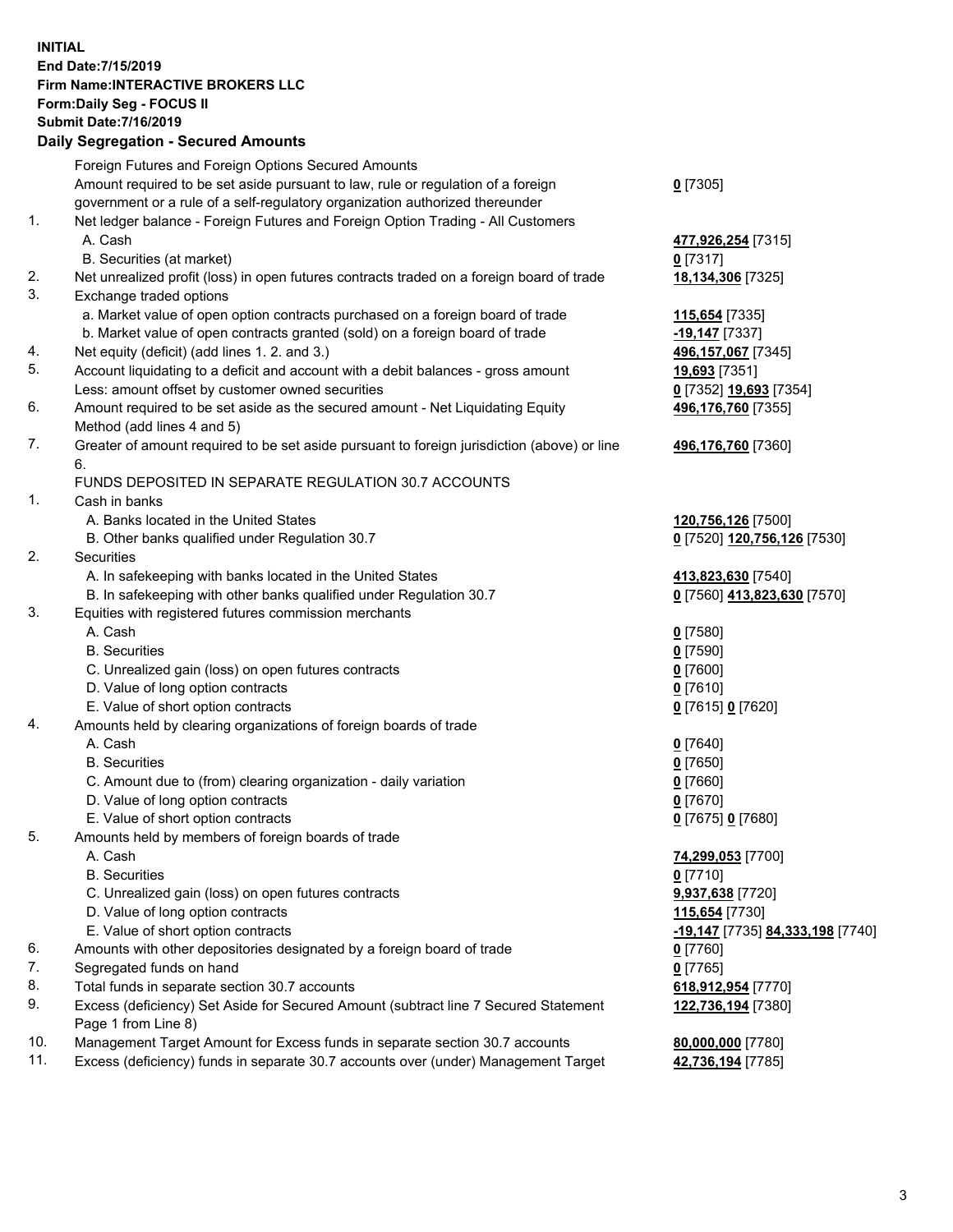**INITIAL**
**End Date:7/15/2019**
**Firm Name:INTERACTIVE BROKERS LLC**
**Form:Daily Seg - FOCUS II**
**Submit Date:7/16/2019**

## Daily Segregation - Secured Amounts

| | | |
|---|---|---|
| | Foreign Futures and Foreign Options Secured Amounts | |
| | Amount required to be set aside pursuant to law, rule or regulation of a foreign government or a rule of a self-regulatory organization authorized thereunder | **0** [7305] |
| 1. | Net ledger balance - Foreign Futures and Foreign Option Trading - All Customers | |
| | A. Cash | **477,926,254** [7315] |
| | B. Securities (at market) | **0** [7317] |
| 2. | Net unrealized profit (loss) in open futures contracts traded on a foreign board of trade | **18,134,306** [7325] |
| 3. | Exchange traded options | |
| | a. Market value of open option contracts purchased on a foreign board of trade | **115,654** [7335] |
| | b. Market value of open contracts granted (sold) on a foreign board of trade | **-19,147** [7337] |
| 4. | Net equity (deficit) (add lines 1. 2. and 3.) | **496,157,067** [7345] |
| 5. | Account liquidating to a deficit and account with a debit balances - gross amount | **19,693** [7351] |
| | Less: amount offset by customer owned securities | **0** [7352] **19,693** [7354] |
| 6. | Amount required to be set aside as the secured amount - Net Liquidating Equity Method (add lines 4 and 5) | **496,176,760** [7355] |
| 7. | Greater of amount required to be set aside pursuant to foreign jurisdiction (above) or line 6. | **496,176,760** [7360] |
| | FUNDS DEPOSITED IN SEPARATE REGULATION 30.7 ACCOUNTS | |
| 1. | Cash in banks | |
| | A. Banks located in the United States | **120,756,126** [7500] |
| | B. Other banks qualified under Regulation 30.7 | **0** [7520] **120,756,126** [7530] |
| 2. | Securities | |
| | A. In safekeeping with banks located in the United States | **413,823,630** [7540] |
| | B. In safekeeping with other banks qualified under Regulation 30.7 | **0** [7560] **413,823,630** [7570] |
| 3. | Equities with registered futures commission merchants | |
| | A. Cash | **0** [7580] |
| | B. Securities | **0** [7590] |
| | C. Unrealized gain (loss) on open futures contracts | **0** [7600] |
| | D. Value of long option contracts | **0** [7610] |
| | E. Value of short option contracts | **0** [7615] **0** [7620] |
| 4. | Amounts held by clearing organizations of foreign boards of trade | |
| | A. Cash | **0** [7640] |
| | B. Securities | **0** [7650] |
| | C. Amount due to (from) clearing organization - daily variation | **0** [7660] |
| | D. Value of long option contracts | **0** [7670] |
| | E. Value of short option contracts | **0** [7675] **0** [7680] |
| 5. | Amounts held by members of foreign boards of trade | |
| | A. Cash | **74,299,053** [7700] |
| | B. Securities | **0** [7710] |
| | C. Unrealized gain (loss) on open futures contracts | **9,937,638** [7720] |
| | D. Value of long option contracts | **115,654** [7730] |
| | E. Value of short option contracts | **-19,147** [7735] **84,333,198** [7740] |
| 6. | Amounts with other depositories designated by a foreign board of trade | **0** [7760] |
| 7. | Segregated funds on hand | **0** [7765] |
| 8. | Total funds in separate section 30.7 accounts | **618,912,954** [7770] |
| 9. | Excess (deficiency) Set Aside for Secured Amount (subtract line 7 Secured Statement Page 1 from Line 8) | **122,736,194** [7380] |
| 10. | Management Target Amount for Excess funds in separate section 30.7 accounts | **80,000,000** [7780] |
| 11. | Excess (deficiency) funds in separate 30.7 accounts over (under) Management Target | **42,736,194** [7785] |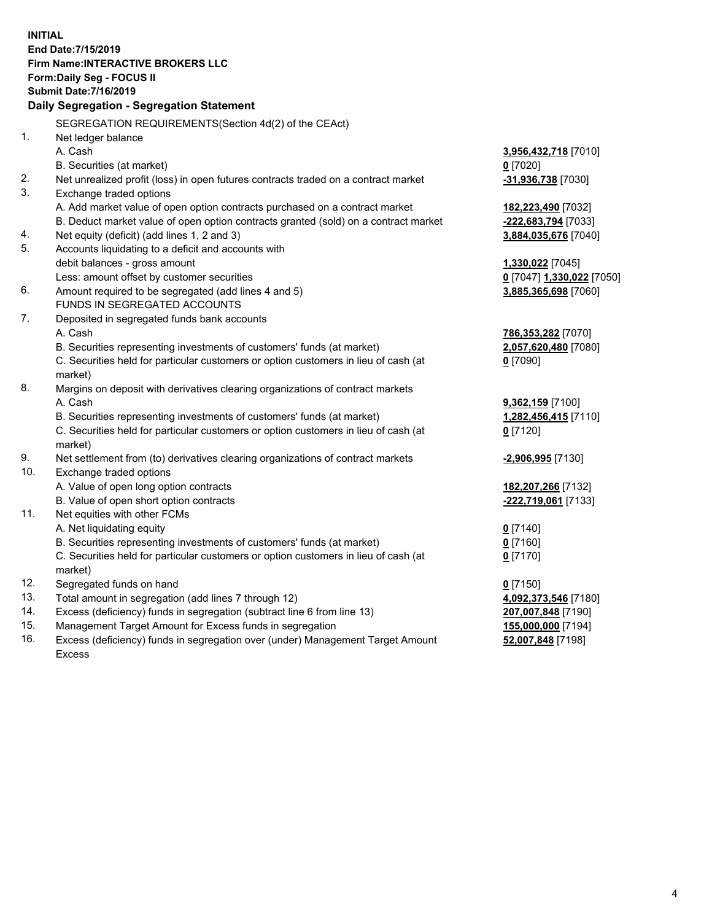**INITIAL**
**End Date:7/15/2019**
**Firm Name:INTERACTIVE BROKERS LLC**
**Form:Daily Seg - FOCUS II**
**Submit Date:7/16/2019**
**Daily Segregation - Segregation Statement**

SEGREGATION REQUIREMENTS(Section 4d(2) of the CEAct)

| | | |
|---|---|---|
| 1. | Net ledger balance | |
| | A. Cash | **3,956,432,718** [7010] |
| | B. Securities (at market) | **0** [7020] |
| 2. | Net unrealized profit (loss) in open futures contracts traded on a contract market | **-31,936,738** [7030] |
| 3. | Exchange traded options | |
| | A. Add market value of open option contracts purchased on a contract market | **182,223,490** [7032] |
| | B. Deduct market value of open option contracts granted (sold) on a contract market | **-222,683,794** [7033] |
| 4. | Net equity (deficit) (add lines 1, 2 and 3) | **3,884,035,676** [7040] |
| 5. | Accounts liquidating to a deficit and accounts with debit balances - gross amount | **1,330,022** [7045] |
| | Less: amount offset by customer securities | **0** [7047] **1,330,022** [7050] |
| 6. | Amount required to be segregated (add lines 4 and 5) | **3,885,365,698** [7060] |
| | FUNDS IN SEGREGATED ACCOUNTS | |
| 7. | Deposited in segregated funds bank accounts | |
| | A. Cash | **786,353,282** [7070] |
| | B. Securities representing investments of customers' funds (at market) | **2,057,620,480** [7080] |
| | C. Securities held for particular customers or option customers in lieu of cash (at market) | **0** [7090] |
| 8. | Margins on deposit with derivatives clearing organizations of contract markets | |
| | A. Cash | **9,362,159** [7100] |
| | B. Securities representing investments of customers' funds (at market) | **1,282,456,415** [7110] |
| | C. Securities held for particular customers or option customers in lieu of cash (at market) | **0** [7120] |
| 9. | Net settlement from (to) derivatives clearing organizations of contract markets | **-2,906,995** [7130] |
| 10. | Exchange traded options | |
| | A. Value of open long option contracts | **182,207,266** [7132] |
| | B. Value of open short option contracts | **-222,719,061** [7133] |
| 11. | Net equities with other FCMs | |
| | A. Net liquidating equity | **0** [7140] |
| | B. Securities representing investments of customers' funds (at market) | **0** [7160] |
| | C. Securities held for particular customers or option customers in lieu of cash (at market) | **0** [7170] |
| 12. | Segregated funds on hand | **0** [7150] |
| 13. | Total amount in segregation (add lines 7 through 12) | **4,092,373,546** [7180] |
| 14. | Excess (deficiency) funds in segregation (subtract line 6 from line 13) | **207,007,848** [7190] |
| 15. | Management Target Amount for Excess funds in segregation | **155,000,000** [7194] |
| 16. | Excess (deficiency) funds in segregation over (under) Management Target Amount Excess | **52,007,848** [7198] |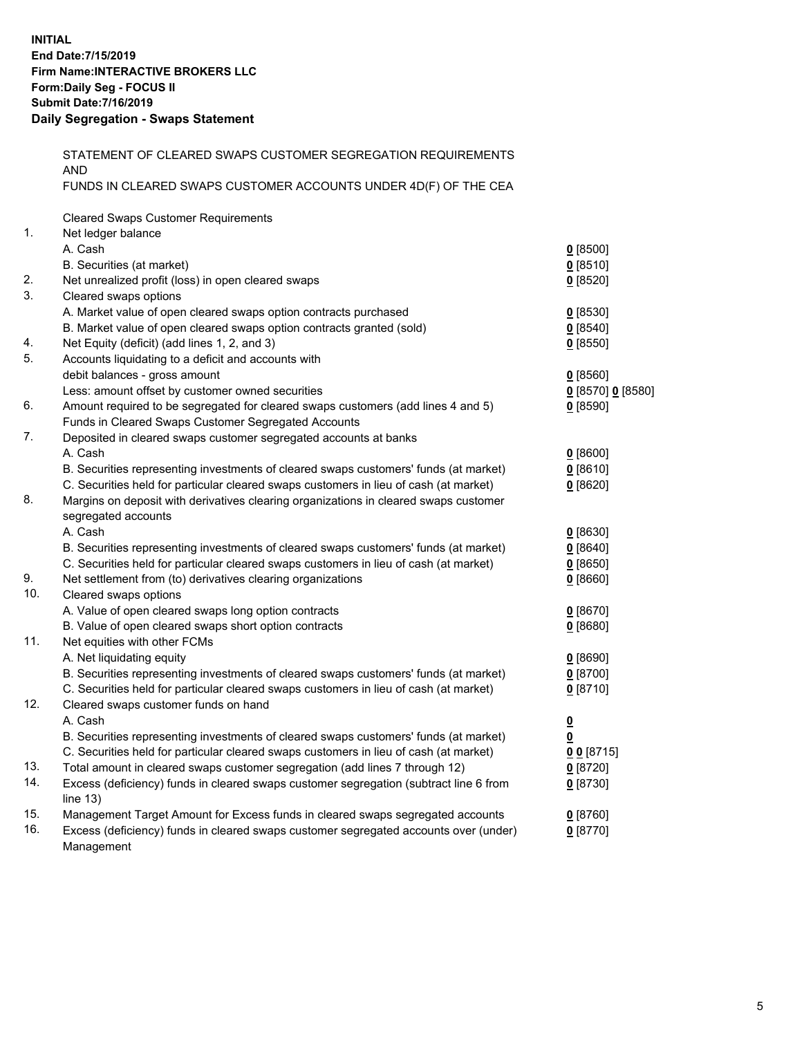**INITIAL**
**End Date:7/15/2019**
**Firm Name:INTERACTIVE BROKERS LLC**
**Form:Daily Seg - FOCUS II**
**Submit Date:7/16/2019**
**Daily Segregation - Swaps Statement**

STATEMENT OF CLEARED SWAPS CUSTOMER SEGREGATION REQUIREMENTS AND FUNDS IN CLEARED SWAPS CUSTOMER ACCOUNTS UNDER 4D(F) OF THE CEA

| | | |
|---|---|---|
| | Cleared Swaps Customer Requirements | |
| 1. | Net ledger balance | |
| | A. Cash | 0 [8500] |
| | B. Securities (at market) | 0 [8510] |
| 2. | Net unrealized profit (loss) in open cleared swaps | 0 [8520] |
| 3. | Cleared swaps options | |
| | A. Market value of open cleared swaps option contracts purchased | 0 [8530] |
| | B. Market value of open cleared swaps option contracts granted (sold) | 0 [8540] |
| 4. | Net Equity (deficit) (add lines 1, 2, and 3) | 0 [8550] |
| 5. | Accounts liquidating to a deficit and accounts with debit balances - gross amount | 0 [8560] |
| | Less: amount offset by customer owned securities | 0 [8570] 0 [8580] |
| 6. | Amount required to be segregated for cleared swaps customers (add lines 4 and 5) | 0 [8590] |
| | Funds in Cleared Swaps Customer Segregated Accounts | |
| 7. | Deposited in cleared swaps customer segregated accounts at banks | |
| | A. Cash | 0 [8600] |
| | B. Securities representing investments of cleared swaps customers' funds (at market) | 0 [8610] |
| | C. Securities held for particular cleared swaps customers in lieu of cash (at market) | 0 [8620] |
| 8. | Margins on deposit with derivatives clearing organizations in cleared swaps customer segregated accounts | |
| | A. Cash | 0 [8630] |
| | B. Securities representing investments of cleared swaps customers' funds (at market) | 0 [8640] |
| | C. Securities held for particular cleared swaps customers in lieu of cash (at market) | 0 [8650] |
| 9. | Net settlement from (to) derivatives clearing organizations | 0 [8660] |
| 10. | Cleared swaps options | |
| | A. Value of open cleared swaps long option contracts | 0 [8670] |
| | B. Value of open cleared swaps short option contracts | 0 [8680] |
| 11. | Net equities with other FCMs | |
| | A. Net liquidating equity | 0 [8690] |
| | B. Securities representing investments of cleared swaps customers' funds (at market) | 0 [8700] |
| | C. Securities held for particular cleared swaps customers in lieu of cash (at market) | 0 [8710] |
| 12. | Cleared swaps customer funds on hand | |
| | A. Cash | 0 |
| | B. Securities representing investments of cleared swaps customers' funds (at market) | 0 |
| | C. Securities held for particular cleared swaps customers in lieu of cash (at market) | 0 0 [8715] |
| 13. | Total amount in cleared swaps customer segregation (add lines 7 through 12) | 0 [8720] |
| 14. | Excess (deficiency) funds in cleared swaps customer segregation (subtract line 6 from line 13) | 0 [8730] |
| 15. | Management Target Amount for Excess funds in cleared swaps segregated accounts | 0 [8760] |
| 16. | Excess (deficiency) funds in cleared swaps customer segregated accounts over (under) Management | 0 [8770] |